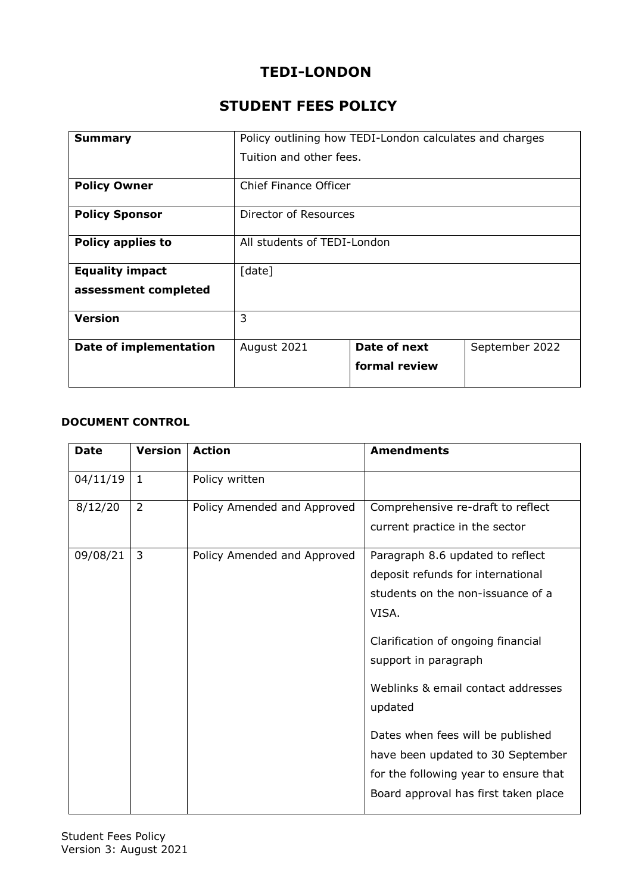# TEDI-LONDON

# STUDENT FEES POLICY

| **Summary** | Policy outlining how TEDI-London calculates and charges Tuition and other fees. | | |
|---|---|---|---|
| **Policy Owner** | Chief Finance Officer | | |
| **Policy Sponsor** | Director of Resources | | |
| **Policy applies to** | All students of TEDI-London | | |
| **Equality impact assessment completed** | [date] | | |
| **Version** | 3 | | |
| **Date of implementation** | August 2021 | **Date of next formal review** | September 2022 |

### DOCUMENT CONTROL

| **Date** | **Version** | **Action** | **Amendments** |
|---|---|---|---|
| 04/11/19 | 1 | Policy written | |
| 8/12/20 | 2 | Policy Amended and Approved | Comprehensive re-draft to reflect current practice in the sector |
| 09/08/21 | 3 | Policy Amended and Approved | Paragraph 8.6 updated to reflect deposit refunds for international students on the non-issuance of a VISA.<br><br>Clarification of ongoing financial support in paragraph<br><br>Weblinks & email contact addresses updated<br><br>Dates when fees will be published have been updated to 30 September for the following year to ensure that Board approval has first taken place |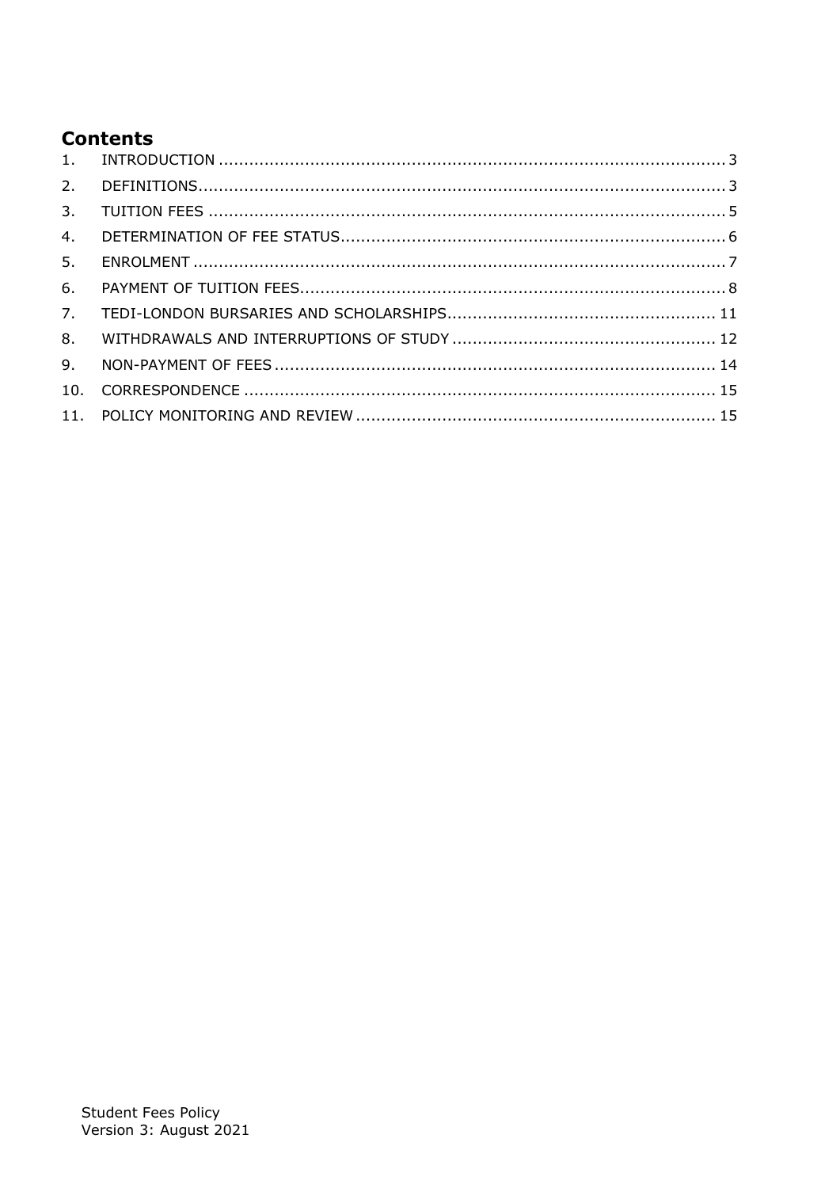## Contents

1. INTRODUCTION .................... 3
2. DEFINITIONS .................... 3
3. TUITION FEES .................... 5
4. DETERMINATION OF FEE STATUS .................... 6
5. ENROLMENT .................... 7
6. PAYMENT OF TUITION FEES .................... 8
7. TEDI-LONDON BURSARIES AND SCHOLARSHIPS .................... 11
8. WITHDRAWALS AND INTERRUPTIONS OF STUDY .................... 12
9. NON-PAYMENT OF FEES .................... 14
10. CORRESPONDENCE .................... 15
11. POLICY MONITORING AND REVIEW .................... 15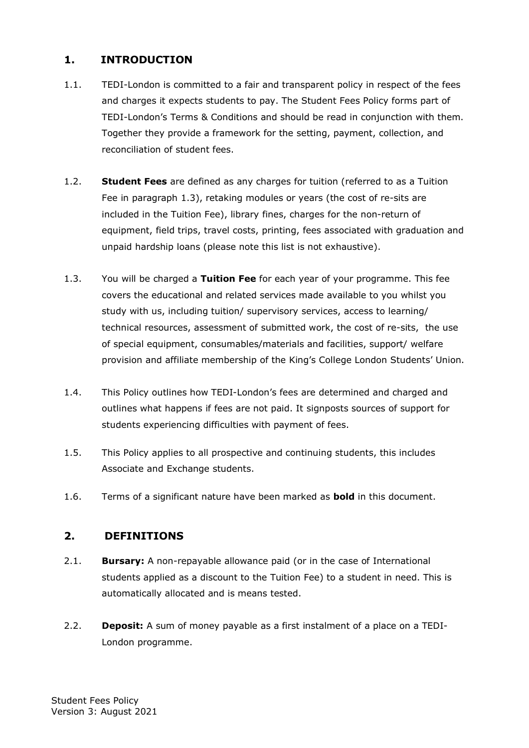## 1. INTRODUCTION

1.1. TEDI-London is committed to a fair and transparent policy in respect of the fees and charges it expects students to pay. The Student Fees Policy forms part of TEDI-London's Terms & Conditions and should be read in conjunction with them. Together they provide a framework for the setting, payment, collection, and reconciliation of student fees.

1.2. **Student Fees** are defined as any charges for tuition (referred to as a Tuition Fee in paragraph 1.3), retaking modules or years (the cost of re-sits are included in the Tuition Fee), library fines, charges for the non-return of equipment, field trips, travel costs, printing, fees associated with graduation and unpaid hardship loans (please note this list is not exhaustive).

1.3. You will be charged a **Tuition Fee** for each year of your programme. This fee covers the educational and related services made available to you whilst you study with us, including tuition/ supervisory services, access to learning/ technical resources, assessment of submitted work, the cost of re-sits, the use of special equipment, consumables/materials and facilities, support/ welfare provision and affiliate membership of the King's College London Students' Union.

1.4. This Policy outlines how TEDI-London's fees are determined and charged and outlines what happens if fees are not paid. It signposts sources of support for students experiencing difficulties with payment of fees.

1.5. This Policy applies to all prospective and continuing students, this includes Associate and Exchange students.

1.6. Terms of a significant nature have been marked as **bold** in this document.

## 2. DEFINITIONS

2.1. **Bursary:** A non-repayable allowance paid (or in the case of International students applied as a discount to the Tuition Fee) to a student in need. This is automatically allocated and is means tested.

2.2. **Deposit:** A sum of money payable as a first instalment of a place on a TEDI-London programme.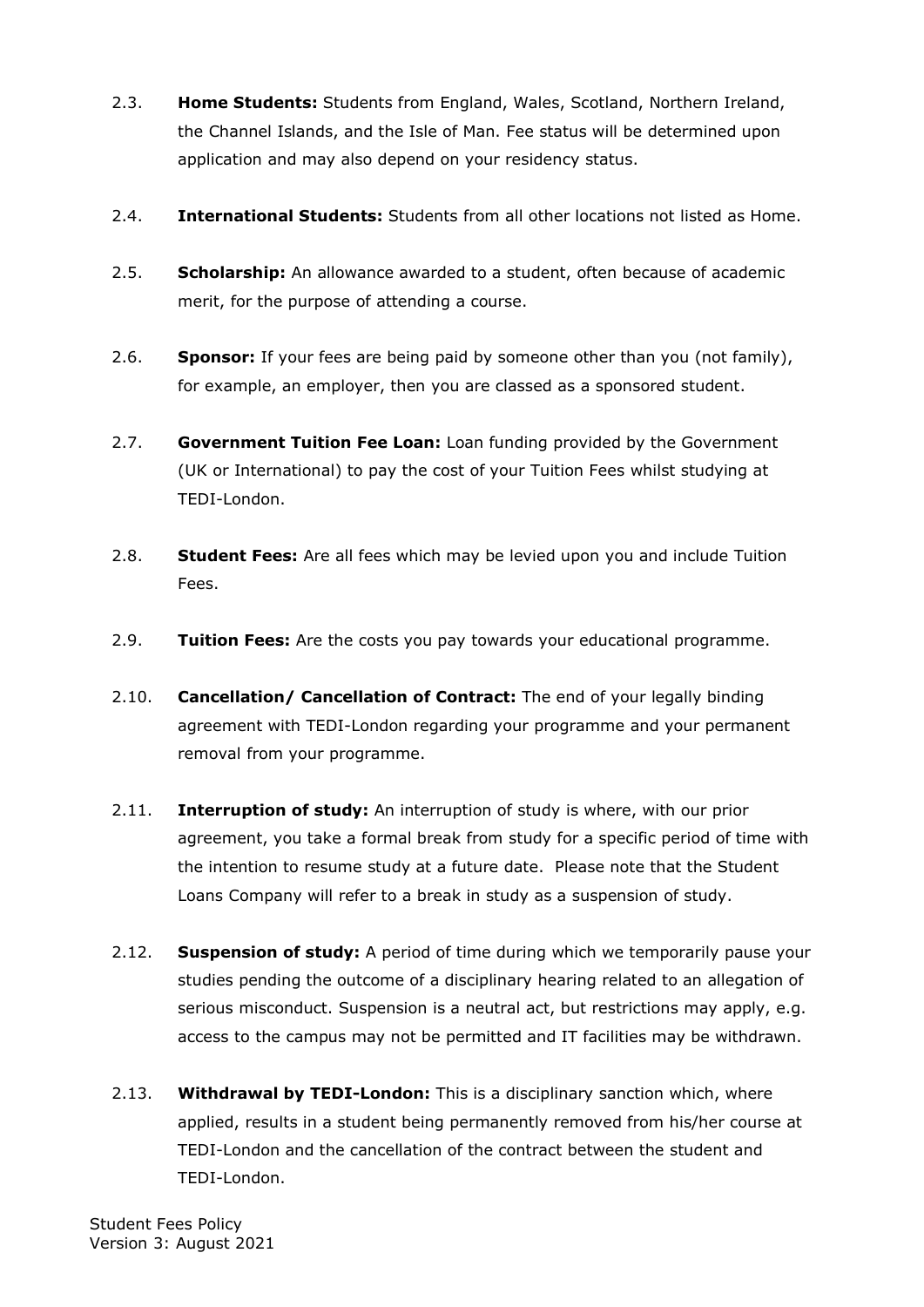2.3. **Home Students:** Students from England, Wales, Scotland, Northern Ireland, the Channel Islands, and the Isle of Man. Fee status will be determined upon application and may also depend on your residency status.

2.4. **International Students:** Students from all other locations not listed as Home.

2.5. **Scholarship:** An allowance awarded to a student, often because of academic merit, for the purpose of attending a course.

2.6. **Sponsor:** If your fees are being paid by someone other than you (not family), for example, an employer, then you are classed as a sponsored student.

2.7. **Government Tuition Fee Loan:** Loan funding provided by the Government (UK or International) to pay the cost of your Tuition Fees whilst studying at TEDI-London.

2.8. **Student Fees:** Are all fees which may be levied upon you and include Tuition Fees.

2.9. **Tuition Fees:** Are the costs you pay towards your educational programme.

2.10. **Cancellation/ Cancellation of Contract:** The end of your legally binding agreement with TEDI-London regarding your programme and your permanent removal from your programme.

2.11. **Interruption of study:** An interruption of study is where, with our prior agreement, you take a formal break from study for a specific period of time with the intention to resume study at a future date. Please note that the Student Loans Company will refer to a break in study as a suspension of study.

2.12. **Suspension of study:** A period of time during which we temporarily pause your studies pending the outcome of a disciplinary hearing related to an allegation of serious misconduct. Suspension is a neutral act, but restrictions may apply, e.g. access to the campus may not be permitted and IT facilities may be withdrawn.

2.13. **Withdrawal by TEDI-London:** This is a disciplinary sanction which, where applied, results in a student being permanently removed from his/her course at TEDI-London and the cancellation of the contract between the student and TEDI-London.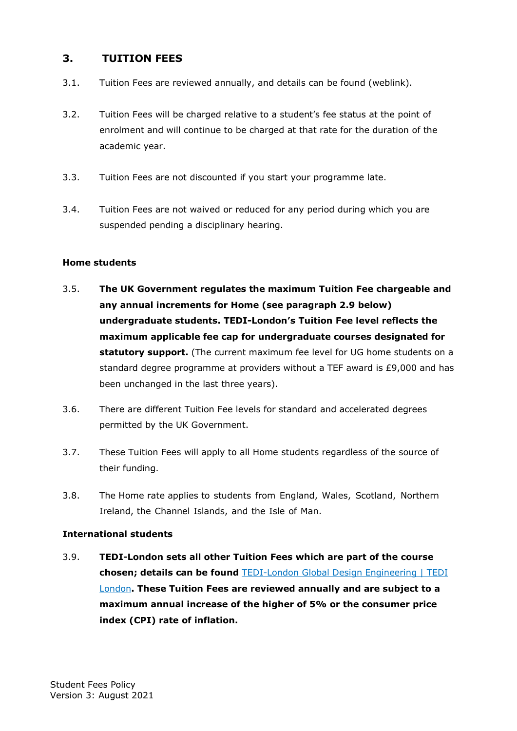## 3. TUITION FEES

3.1. Tuition Fees are reviewed annually, and details can be found (weblink).

3.2. Tuition Fees will be charged relative to a student's fee status at the point of enrolment and will continue to be charged at that rate for the duration of the academic year.

3.3. Tuition Fees are not discounted if you start your programme late.

3.4. Tuition Fees are not waived or reduced for any period during which you are suspended pending a disciplinary hearing.

**Home students**

3.5. **The UK Government regulates the maximum Tuition Fee chargeable and any annual increments for Home (see paragraph 2.9 below) undergraduate students. TEDI-London's Tuition Fee level reflects the maximum applicable fee cap for undergraduate courses designated for statutory support.** (The current maximum fee level for UG home students on a standard degree programme at providers without a TEF award is £9,000 and has been unchanged in the last three years).

3.6. There are different Tuition Fee levels for standard and accelerated degrees permitted by the UK Government.

3.7. These Tuition Fees will apply to all Home students regardless of the source of their funding.

3.8. The Home rate applies to students from England, Wales, Scotland, Northern Ireland, the Channel Islands, and the Isle of Man.

**International students**

3.9. **TEDI-London sets all other Tuition Fees which are part of the course chosen; details can be found** [TEDI-London Global Design Engineering | TEDI London]**. These Tuition Fees are reviewed annually and are subject to a maximum annual increase of the higher of 5% or the consumer price index (CPI) rate of inflation.**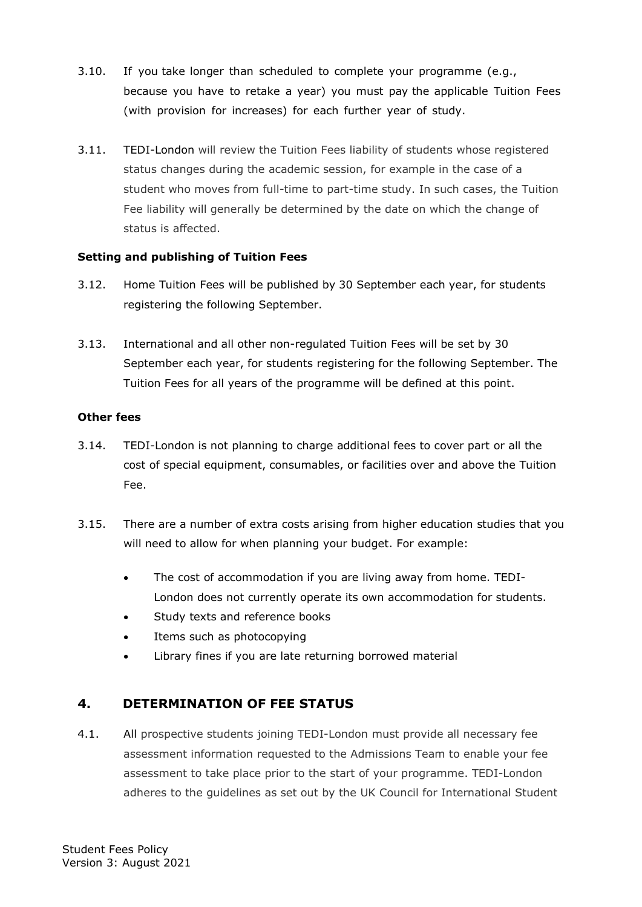3.10. If you take longer than scheduled to complete your programme (e.g., because you have to retake a year) you must pay the applicable Tuition Fees (with provision for increases) for each further year of study.

3.11. TEDI-London will review the Tuition Fees liability of students whose registered status changes during the academic session, for example in the case of a student who moves from full-time to part-time study. In such cases, the Tuition Fee liability will generally be determined by the date on which the change of status is affected.

**Setting and publishing of Tuition Fees**

3.12. Home Tuition Fees will be published by 30 September each year, for students registering the following September.

3.13. International and all other non-regulated Tuition Fees will be set by 30 September each year, for students registering for the following September. The Tuition Fees for all years of the programme will be defined at this point.

**Other fees**

3.14. TEDI-London is not planning to charge additional fees to cover part or all the cost of special equipment, consumables, or facilities over and above the Tuition Fee.

3.15. There are a number of extra costs arising from higher education studies that you will need to allow for when planning your budget. For example:

- The cost of accommodation if you are living away from home. TEDI-London does not currently operate its own accommodation for students.
- Study texts and reference books
- Items such as photocopying
- Library fines if you are late returning borrowed material

## 4. DETERMINATION OF FEE STATUS

4.1. All prospective students joining TEDI-London must provide all necessary fee assessment information requested to the Admissions Team to enable your fee assessment to take place prior to the start of your programme. TEDI-London adheres to the guidelines as set out by the UK Council for International Student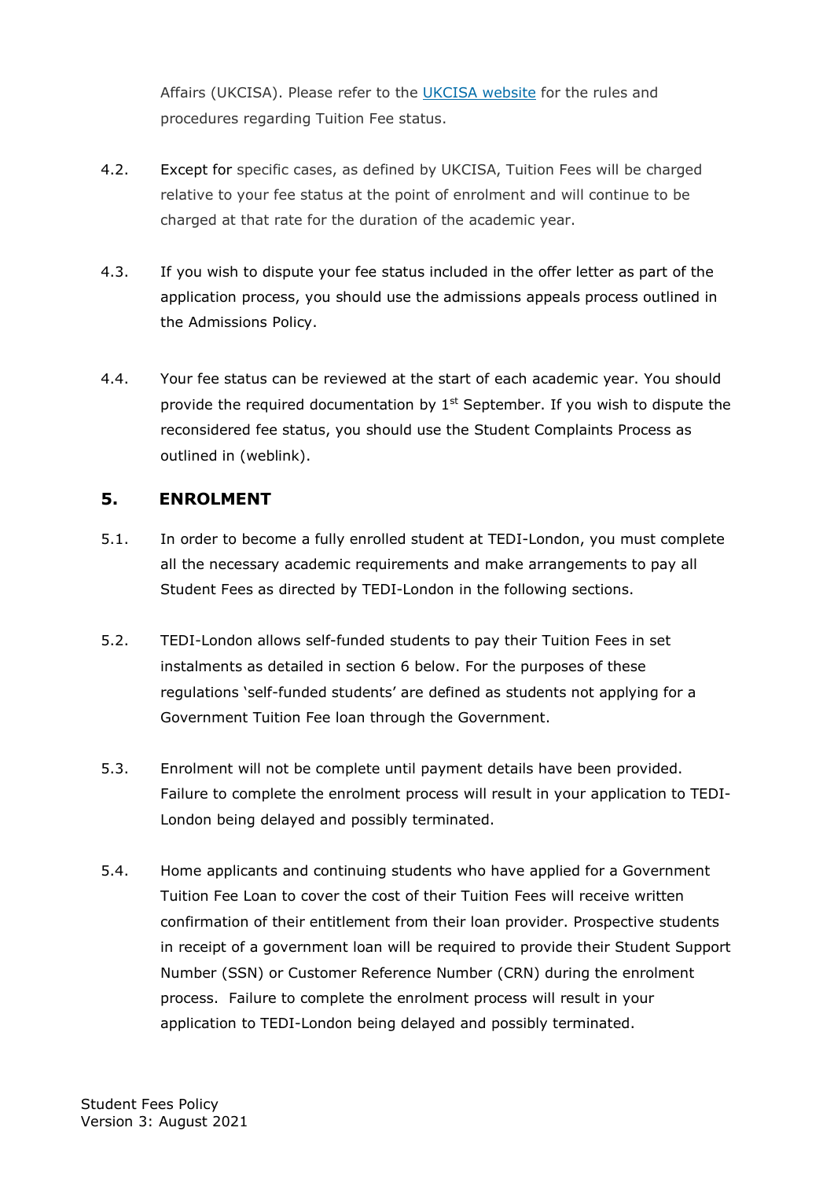Affairs (UKCISA). Please refer to the [UKCISA website](https://www.ukcisa.org.uk) for the rules and procedures regarding Tuition Fee status.

4.2. Except for specific cases, as defined by UKCISA, Tuition Fees will be charged relative to your fee status at the point of enrolment and will continue to be charged at that rate for the duration of the academic year.

4.3. If you wish to dispute your fee status included in the offer letter as part of the application process, you should use the admissions appeals process outlined in the Admissions Policy.

4.4. Your fee status can be reviewed at the start of each academic year. You should provide the required documentation by 1st September. If you wish to dispute the reconsidered fee status, you should use the Student Complaints Process as outlined in (weblink).

## 5. ENROLMENT

5.1. In order to become a fully enrolled student at TEDI-London, you must complete all the necessary academic requirements and make arrangements to pay all Student Fees as directed by TEDI-London in the following sections.

5.2. TEDI-London allows self-funded students to pay their Tuition Fees in set instalments as detailed in section 6 below. For the purposes of these regulations 'self-funded students' are defined as students not applying for a Government Tuition Fee loan through the Government.

5.3. Enrolment will not be complete until payment details have been provided. Failure to complete the enrolment process will result in your application to TEDI-London being delayed and possibly terminated.

5.4. Home applicants and continuing students who have applied for a Government Tuition Fee Loan to cover the cost of their Tuition Fees will receive written confirmation of their entitlement from their loan provider. Prospective students in receipt of a government loan will be required to provide their Student Support Number (SSN) or Customer Reference Number (CRN) during the enrolment process. Failure to complete the enrolment process will result in your application to TEDI-London being delayed and possibly terminated.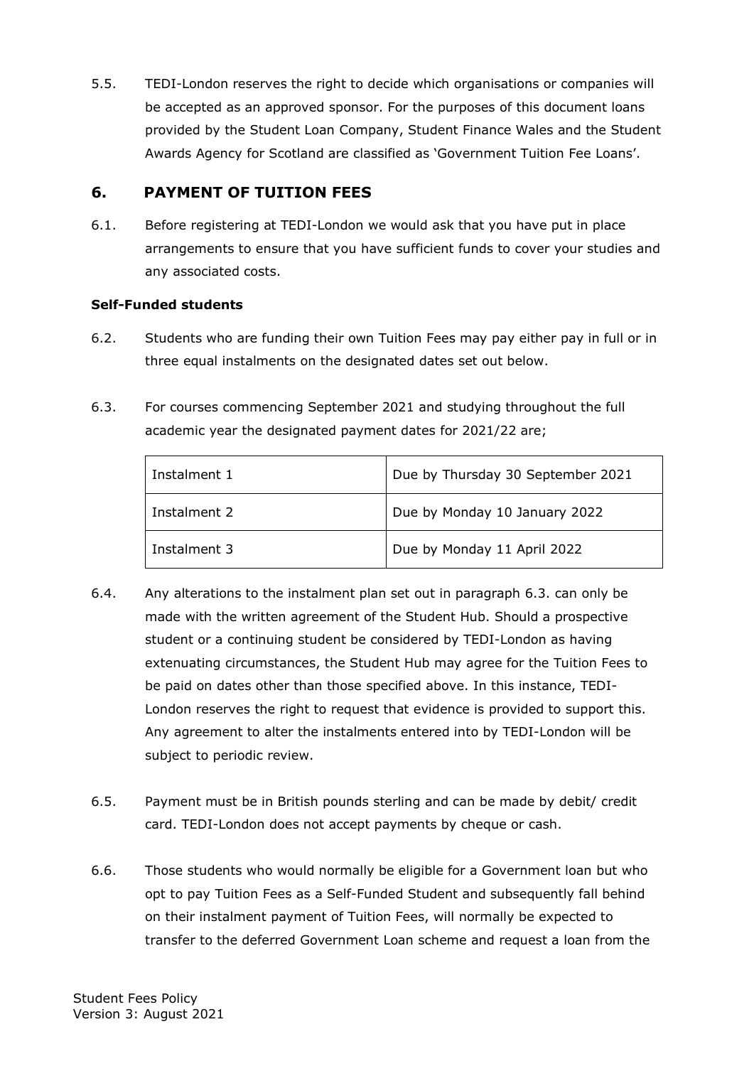5.5. TEDI-London reserves the right to decide which organisations or companies will be accepted as an approved sponsor. For the purposes of this document loans provided by the Student Loan Company, Student Finance Wales and the Student Awards Agency for Scotland are classified as 'Government Tuition Fee Loans'.

## 6. PAYMENT OF TUITION FEES

6.1. Before registering at TEDI-London we would ask that you have put in place arrangements to ensure that you have sufficient funds to cover your studies and any associated costs.

**Self-Funded students**

6.2. Students who are funding their own Tuition Fees may pay either pay in full or in three equal instalments on the designated dates set out below.

6.3. For courses commencing September 2021 and studying throughout the full academic year the designated payment dates for 2021/22 are;

| Instalment | Due date |
|---|---|
| Instalment 1 | Due by Thursday 30 September 2021 |
| Instalment 2 | Due by Monday 10 January 2022 |
| Instalment 3 | Due by Monday 11 April 2022 |

6.4. Any alterations to the instalment plan set out in paragraph 6.3. can only be made with the written agreement of the Student Hub. Should a prospective student or a continuing student be considered by TEDI-London as having extenuating circumstances, the Student Hub may agree for the Tuition Fees to be paid on dates other than those specified above. In this instance, TEDI-London reserves the right to request that evidence is provided to support this. Any agreement to alter the instalments entered into by TEDI-London will be subject to periodic review.

6.5. Payment must be in British pounds sterling and can be made by debit/ credit card. TEDI-London does not accept payments by cheque or cash.

6.6. Those students who would normally be eligible for a Government loan but who opt to pay Tuition Fees as a Self-Funded Student and subsequently fall behind on their instalment payment of Tuition Fees, will normally be expected to transfer to the deferred Government Loan scheme and request a loan from the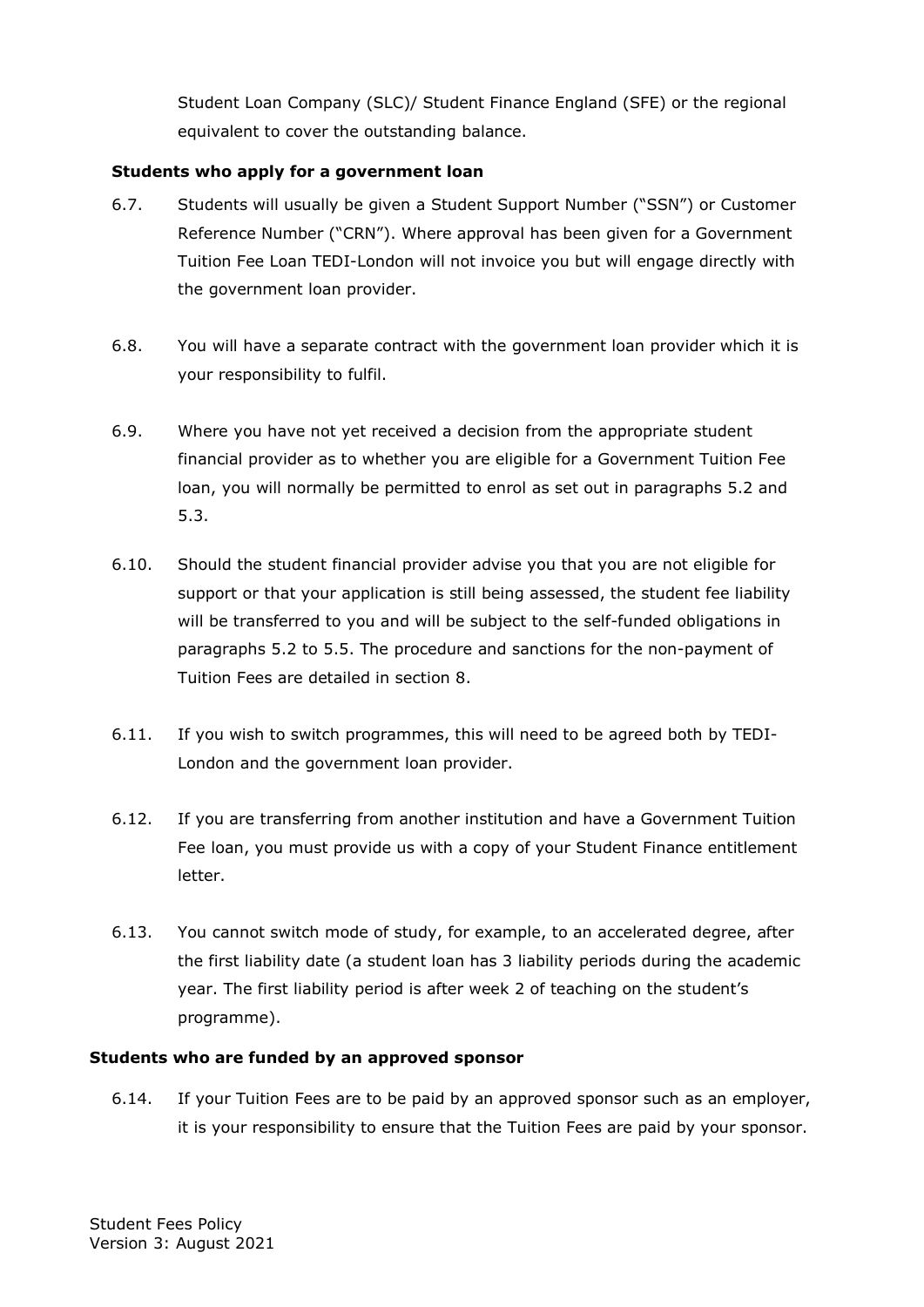Student Loan Company (SLC)/ Student Finance England (SFE) or the regional equivalent to cover the outstanding balance.

**Students who apply for a government loan**

6.7. Students will usually be given a Student Support Number ("SSN") or Customer Reference Number ("CRN"). Where approval has been given for a Government Tuition Fee Loan TEDI-London will not invoice you but will engage directly with the government loan provider.

6.8. You will have a separate contract with the government loan provider which it is your responsibility to fulfil.

6.9. Where you have not yet received a decision from the appropriate student financial provider as to whether you are eligible for a Government Tuition Fee loan, you will normally be permitted to enrol as set out in paragraphs 5.2 and 5.3.

6.10. Should the student financial provider advise you that you are not eligible for support or that your application is still being assessed, the student fee liability will be transferred to you and will be subject to the self-funded obligations in paragraphs 5.2 to 5.5. The procedure and sanctions for the non-payment of Tuition Fees are detailed in section 8.

6.11. If you wish to switch programmes, this will need to be agreed both by TEDI-London and the government loan provider.

6.12. If you are transferring from another institution and have a Government Tuition Fee loan, you must provide us with a copy of your Student Finance entitlement letter.

6.13. You cannot switch mode of study, for example, to an accelerated degree, after the first liability date (a student loan has 3 liability periods during the academic year. The first liability period is after week 2 of teaching on the student's programme).

**Students who are funded by an approved sponsor**

6.14. If your Tuition Fees are to be paid by an approved sponsor such as an employer, it is your responsibility to ensure that the Tuition Fees are paid by your sponsor.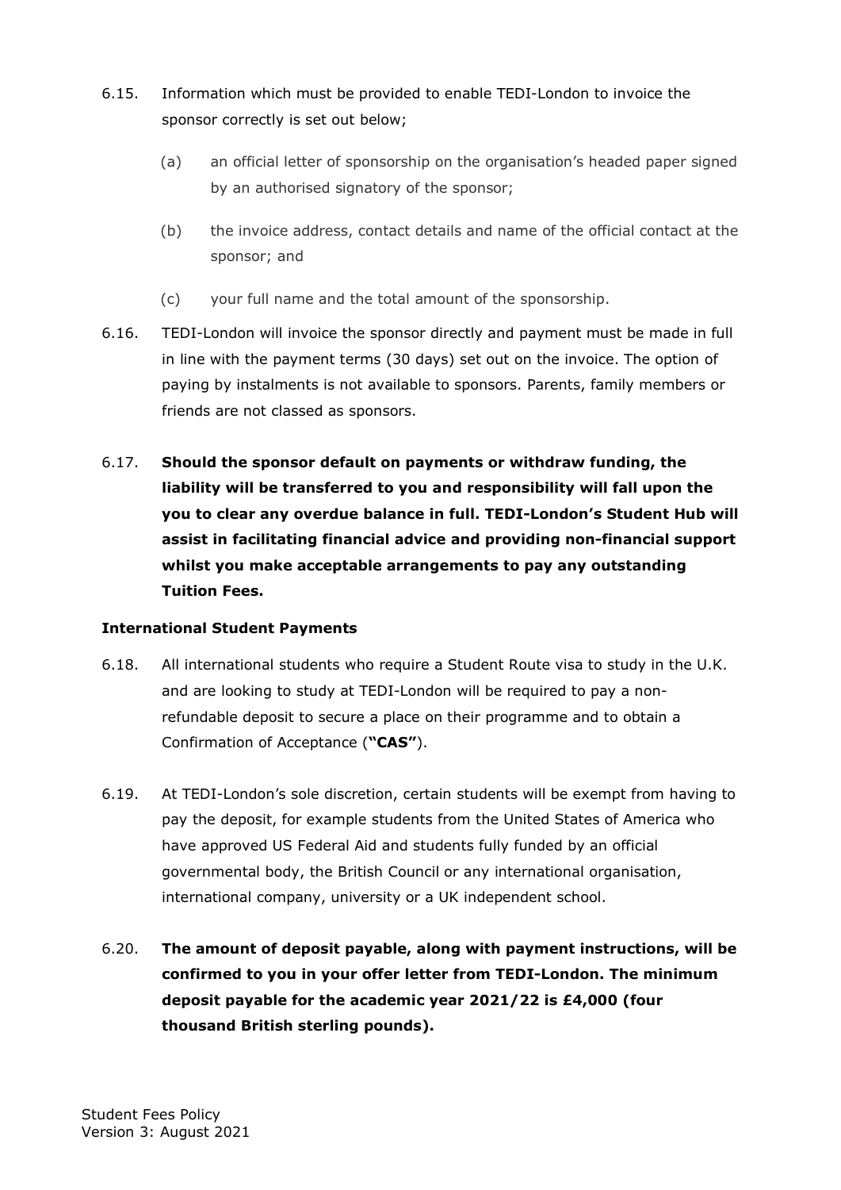6.15. Information which must be provided to enable TEDI-London to invoice the sponsor correctly is set out below;

(a) an official letter of sponsorship on the organisation's headed paper signed by an authorised signatory of the sponsor;

(b) the invoice address, contact details and name of the official contact at the sponsor; and

(c) your full name and the total amount of the sponsorship.

6.16. TEDI-London will invoice the sponsor directly and payment must be made in full in line with the payment terms (30 days) set out on the invoice. The option of paying by instalments is not available to sponsors. Parents, family members or friends are not classed as sponsors.

6.17. **Should the sponsor default on payments or withdraw funding, the liability will be transferred to you and responsibility will fall upon the you to clear any overdue balance in full. TEDI-London's Student Hub will assist in facilitating financial advice and providing non-financial support whilst you make acceptable arrangements to pay any outstanding Tuition Fees.**

**International Student Payments**

6.18. All international students who require a Student Route visa to study in the U.K. and are looking to study at TEDI-London will be required to pay a non-refundable deposit to secure a place on their programme and to obtain a Confirmation of Acceptance (**"CAS"**).

6.19. At TEDI-London's sole discretion, certain students will be exempt from having to pay the deposit, for example students from the United States of America who have approved US Federal Aid and students fully funded by an official governmental body, the British Council or any international organisation, international company, university or a UK independent school.

6.20. **The amount of deposit payable, along with payment instructions, will be confirmed to you in your offer letter from TEDI-London. The minimum deposit payable for the academic year 2021/22 is £4,000 (four thousand British sterling pounds).**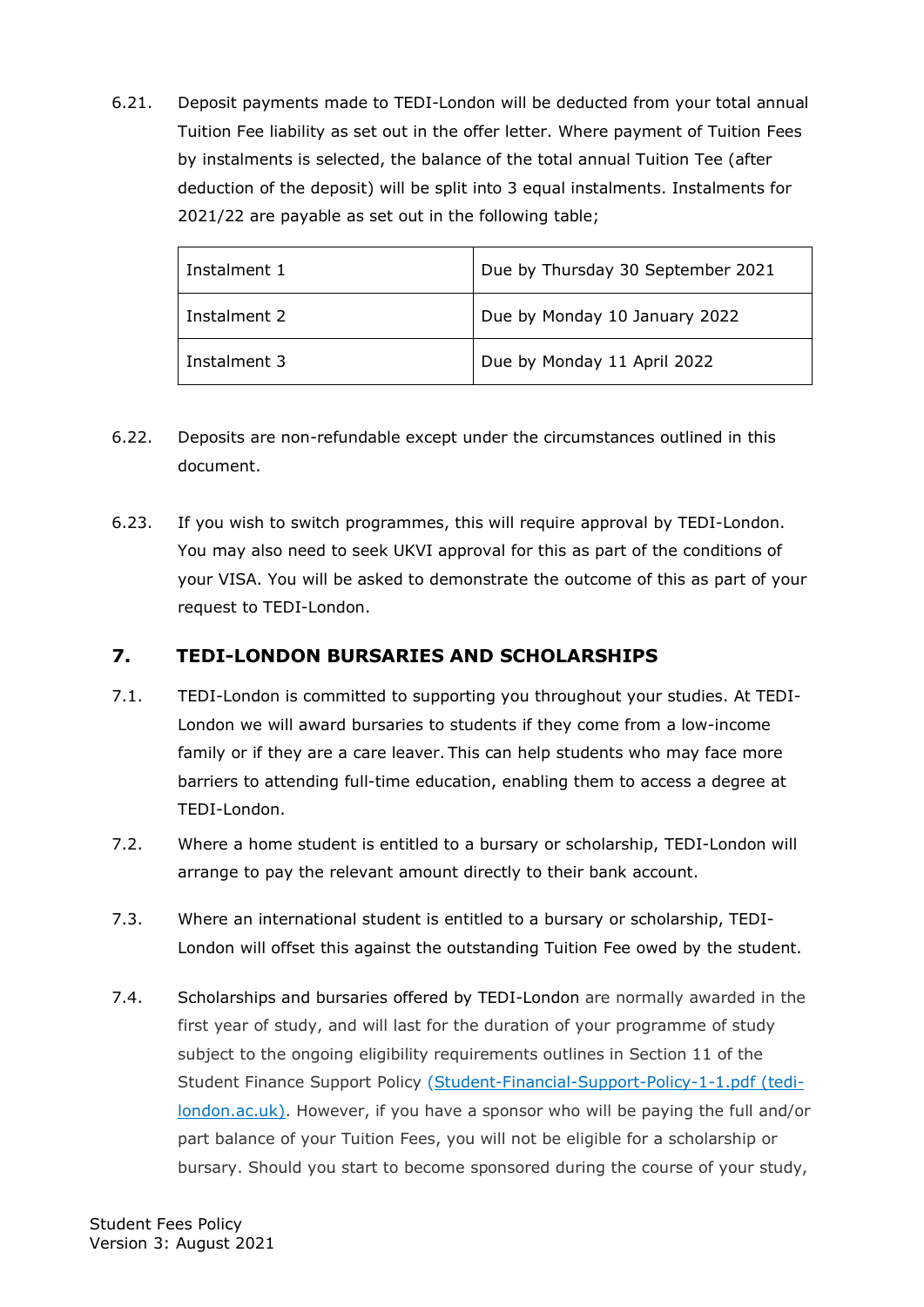6.21. Deposit payments made to TEDI-London will be deducted from your total annual Tuition Fee liability as set out in the offer letter. Where payment of Tuition Fees by instalments is selected, the balance of the total annual Tuition Tee (after deduction of the deposit) will be split into 3 equal instalments. Instalments for 2021/22 are payable as set out in the following table;

| Instalment 1 | Due by Thursday 30 September 2021 |
|---|---|
| Instalment 2 | Due by Monday 10 January 2022 |
| Instalment 3 | Due by Monday 11 April 2022 |

6.22. Deposits are non-refundable except under the circumstances outlined in this document.

6.23. If you wish to switch programmes, this will require approval by TEDI-London. You may also need to seek UKVI approval for this as part of the conditions of your VISA. You will be asked to demonstrate the outcome of this as part of your request to TEDI-London.

## 7. TEDI-LONDON BURSARIES AND SCHOLARSHIPS

7.1. TEDI-London is committed to supporting you throughout your studies. At TEDI-London we will award bursaries to students if they come from a low-income family or if they are a care leaver. This can help students who may face more barriers to attending full-time education, enabling them to access a degree at TEDI-London.

7.2. Where a home student is entitled to a bursary or scholarship, TEDI-London will arrange to pay the relevant amount directly to their bank account.

7.3. Where an international student is entitled to a bursary or scholarship, TEDI-London will offset this against the outstanding Tuition Fee owed by the student.

7.4. Scholarships and bursaries offered by TEDI-London are normally awarded in the first year of study, and will last for the duration of your programme of study subject to the ongoing eligibility requirements outlines in Section 11 of the Student Finance Support Policy [(Student-Financial-Support-Policy-1-1.pdf (tedi-london.ac.uk)](Student-Financial-Support-Policy-1-1.pdf). However, if you have a sponsor who will be paying the full and/or part balance of your Tuition Fees, you will not be eligible for a scholarship or bursary. Should you start to become sponsored during the course of your study,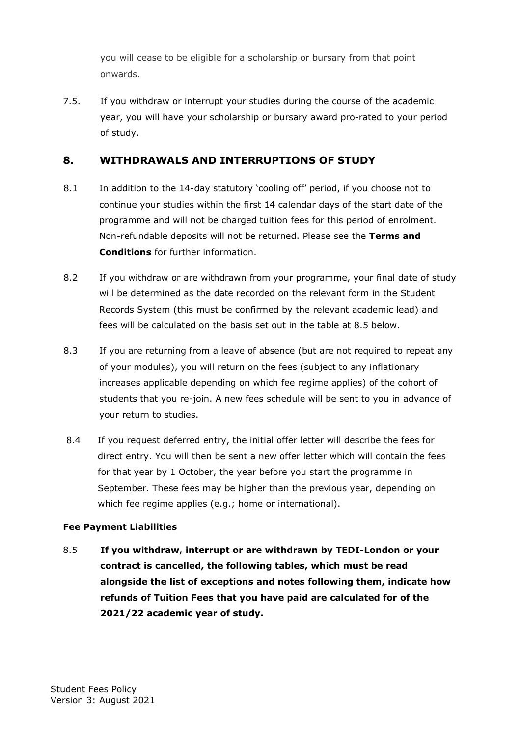you will cease to be eligible for a scholarship or bursary from that point onwards.

7.5. If you withdraw or interrupt your studies during the course of the academic year, you will have your scholarship or bursary award pro-rated to your period of study.

## 8. WITHDRAWALS AND INTERRUPTIONS OF STUDY

8.1 In addition to the 14-day statutory 'cooling off' period, if you choose not to continue your studies within the first 14 calendar days of the start date of the programme and will not be charged tuition fees for this period of enrolment. Non-refundable deposits will not be returned. Please see the **Terms and Conditions** for further information.

8.2 If you withdraw or are withdrawn from your programme, your final date of study will be determined as the date recorded on the relevant form in the Student Records System (this must be confirmed by the relevant academic lead) and fees will be calculated on the basis set out in the table at 8.5 below.

8.3 If you are returning from a leave of absence (but are not required to repeat any of your modules), you will return on the fees (subject to any inflationary increases applicable depending on which fee regime applies) of the cohort of students that you re-join. A new fees schedule will be sent to you in advance of your return to studies.

8.4 If you request deferred entry, the initial offer letter will describe the fees for direct entry. You will then be sent a new offer letter which will contain the fees for that year by 1 October, the year before you start the programme in September. These fees may be higher than the previous year, depending on which fee regime applies (e.g.; home or international).

**Fee Payment Liabilities**

8.5 **If you withdraw, interrupt or are withdrawn by TEDI-London or your contract is cancelled, the following tables, which must be read alongside the list of exceptions and notes following them, indicate how refunds of Tuition Fees that you have paid are calculated for of the 2021/22 academic year of study.**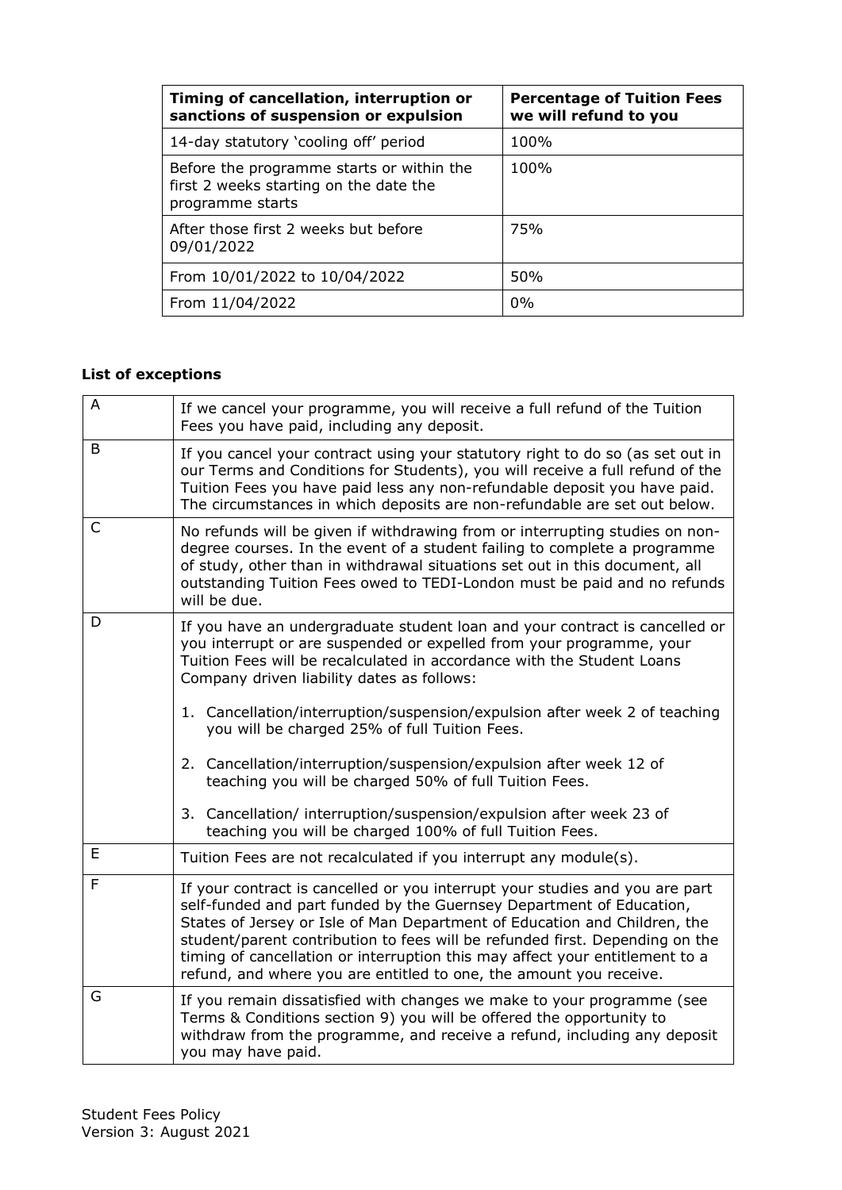| Timing of cancellation, interruption or sanctions of suspension or expulsion | Percentage of Tuition Fees we will refund to you |
|---|---|
| 14-day statutory 'cooling off' period | 100% |
| Before the programme starts or within the first 2 weeks starting on the date the programme starts | 100% |
| After those first 2 weeks but before 09/01/2022 | 75% |
| From 10/01/2022 to 10/04/2022 | 50% |
| From 11/04/2022 | 0% |

**List of exceptions**

| | |
|---|---|
| A | If we cancel your programme, you will receive a full refund of the Tuition Fees you have paid, including any deposit. |
| B | If you cancel your contract using your statutory right to do so (as set out in our Terms and Conditions for Students), you will receive a full refund of the Tuition Fees you have paid less any non-refundable deposit you have paid. The circumstances in which deposits are non-refundable are set out below. |
| C | No refunds will be given if withdrawing from or interrupting studies on non-degree courses. In the event of a student failing to complete a programme of study, other than in withdrawal situations set out in this document, all outstanding Tuition Fees owed to TEDI-London must be paid and no refunds will be due. |
| D | If you have an undergraduate student loan and your contract is cancelled or you interrupt or are suspended or expelled from your programme, your Tuition Fees will be recalculated in accordance with the Student Loans Company driven liability dates as follows:<br><br>1. Cancellation/interruption/suspension/expulsion after week 2 of teaching you will be charged 25% of full Tuition Fees.<br><br>2. Cancellation/interruption/suspension/expulsion after week 12 of teaching you will be charged 50% of full Tuition Fees.<br><br>3. Cancellation/ interruption/suspension/expulsion after week 23 of teaching you will be charged 100% of full Tuition Fees. |
| E | Tuition Fees are not recalculated if you interrupt any module(s). |
| F | If your contract is cancelled or you interrupt your studies and you are part self-funded and part funded by the Guernsey Department of Education, States of Jersey or Isle of Man Department of Education and Children, the student/parent contribution to fees will be refunded first. Depending on the timing of cancellation or interruption this may affect your entitlement to a refund, and where you are entitled to one, the amount you receive. |
| G | If you remain dissatisfied with changes we make to your programme (see Terms & Conditions section 9) you will be offered the opportunity to withdraw from the programme, and receive a refund, including any deposit you may have paid. |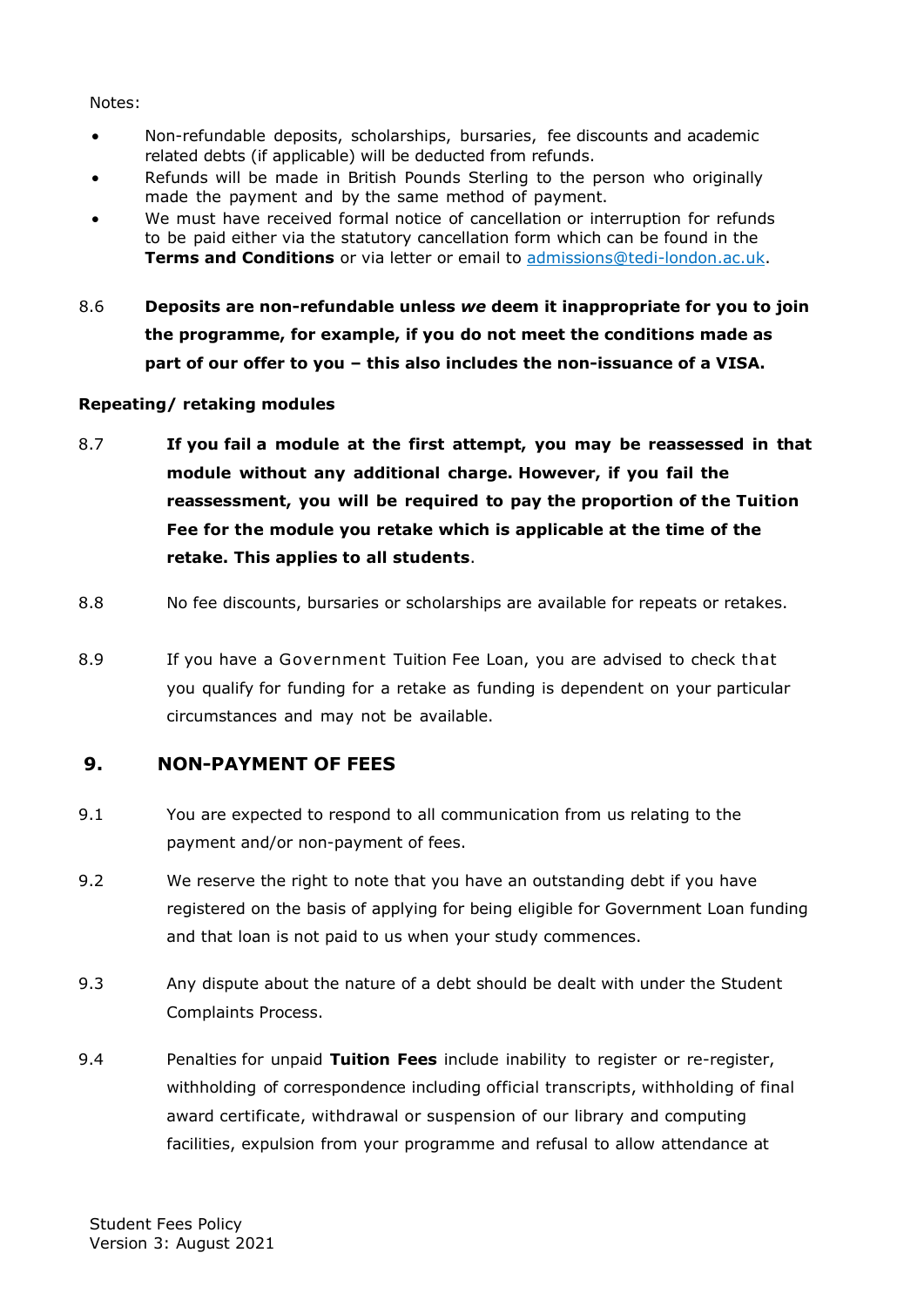Notes:

- Non-refundable deposits, scholarships, bursaries, fee discounts and academic related debts (if applicable) will be deducted from refunds.
- Refunds will be made in British Pounds Sterling to the person who originally made the payment and by the same method of payment.
- We must have received formal notice of cancellation or interruption for refunds to be paid either via the statutory cancellation form which can be found in the **Terms and Conditions** or via letter or email to [admissions@tedi-london.ac.uk](mailto:admissions@tedi-london.ac.uk).

8.6 **Deposits are non-refundable unless *we* deem it inappropriate for you to join the programme, for example, if you do not meet the conditions made as part of our offer to you – this also includes the non-issuance of a VISA.**

**Repeating/ retaking modules**

8.7 **If you fail a module at the first attempt, you may be reassessed in that module without any additional charge. However, if you fail the reassessment, you will be required to pay the proportion of the Tuition Fee for the module you retake which is applicable at the time of the retake. This applies to all students**.

8.8 No fee discounts, bursaries or scholarships are available for repeats or retakes.

8.9 If you have a Government Tuition Fee Loan, you are advised to check that you qualify for funding for a retake as funding is dependent on your particular circumstances and may not be available.

## 9. NON-PAYMENT OF FEES

9.1 You are expected to respond to all communication from us relating to the payment and/or non-payment of fees.

9.2 We reserve the right to note that you have an outstanding debt if you have registered on the basis of applying for being eligible for Government Loan funding and that loan is not paid to us when your study commences.

9.3 Any dispute about the nature of a debt should be dealt with under the Student Complaints Process.

9.4 Penalties for unpaid **Tuition Fees** include inability to register or re-register, withholding of correspondence including official transcripts, withholding of final award certificate, withdrawal or suspension of our library and computing facilities, expulsion from your programme and refusal to allow attendance at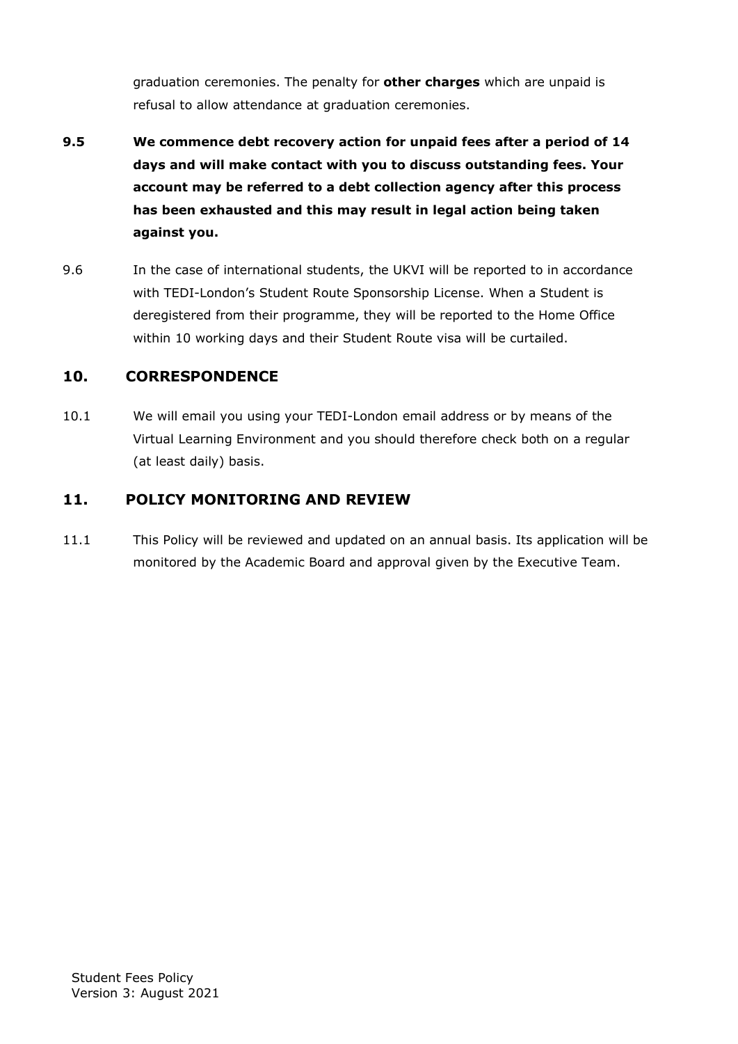graduation ceremonies. The penalty for **other charges** which are unpaid is refusal to allow attendance at graduation ceremonies.

**9.5 We commence debt recovery action for unpaid fees after a period of 14 days and will make contact with you to discuss outstanding fees. Your account may be referred to a debt collection agency after this process has been exhausted and this may result in legal action being taken against you.**

9.6 In the case of international students, the UKVI will be reported to in accordance with TEDI-London's Student Route Sponsorship License. When a Student is deregistered from their programme, they will be reported to the Home Office within 10 working days and their Student Route visa will be curtailed.

## 10. CORRESPONDENCE

10.1 We will email you using your TEDI-London email address or by means of the Virtual Learning Environment and you should therefore check both on a regular (at least daily) basis.

## 11. POLICY MONITORING AND REVIEW

11.1 This Policy will be reviewed and updated on an annual basis. Its application will be monitored by the Academic Board and approval given by the Executive Team.